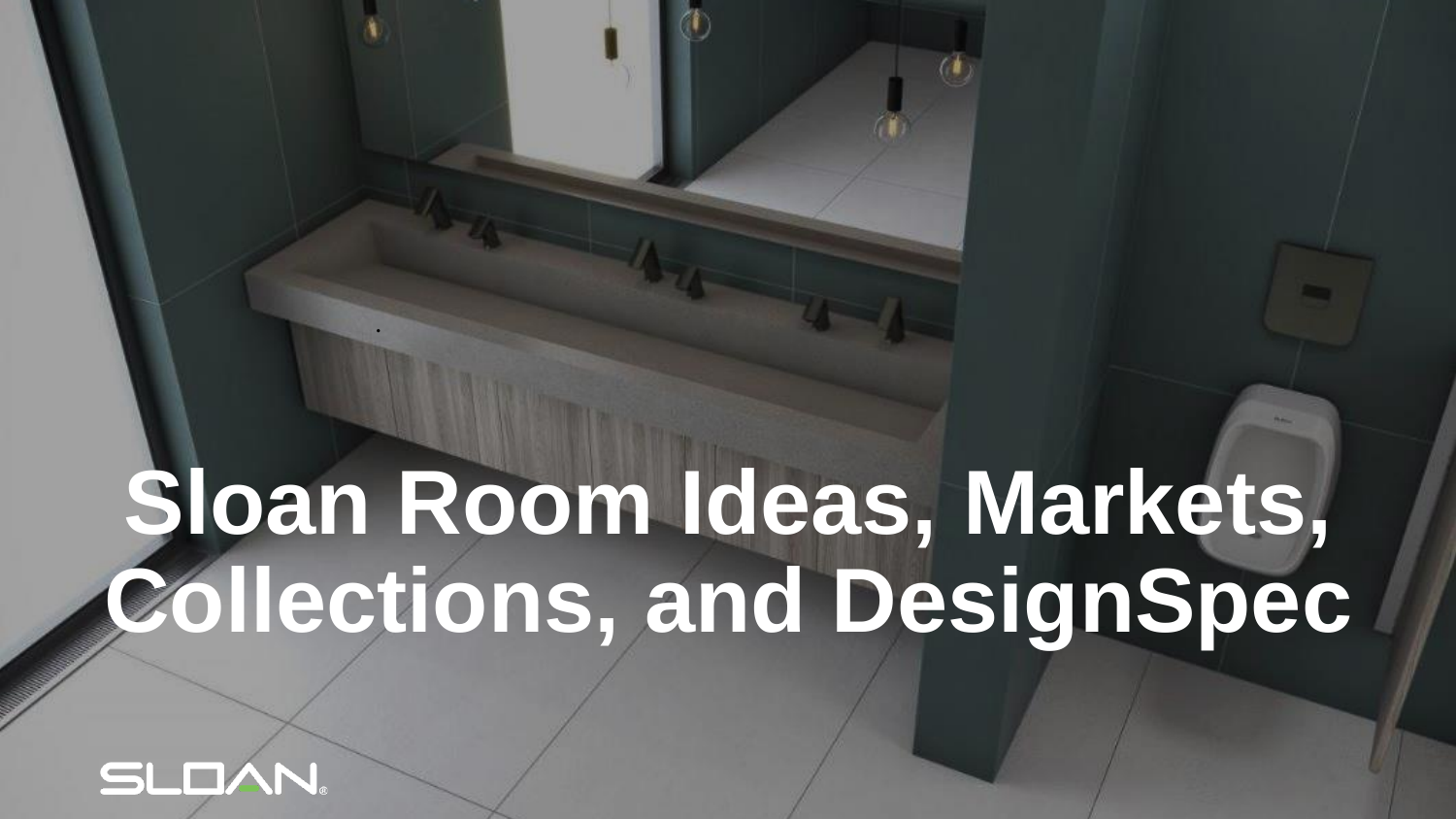# Sloan Room Ideas, Markets, Collections, and DesignSpec

SLOAN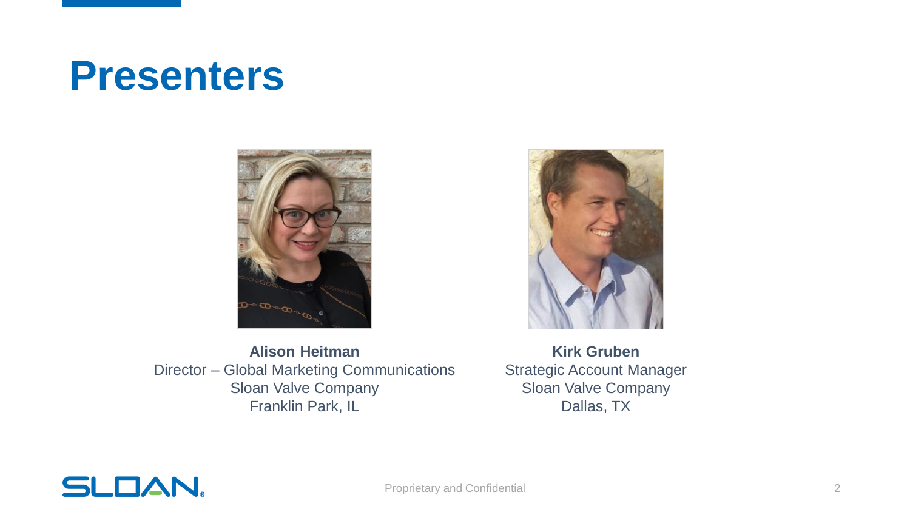# Presenters

**Alison Heitman**
Director – Global Marketing Communications
Sloan Valve Company
Franklin Park, IL

**Kirk Gruben**
Strategic Account Manager
Sloan Valve Company
Dallas, TX

Proprietary and Confidential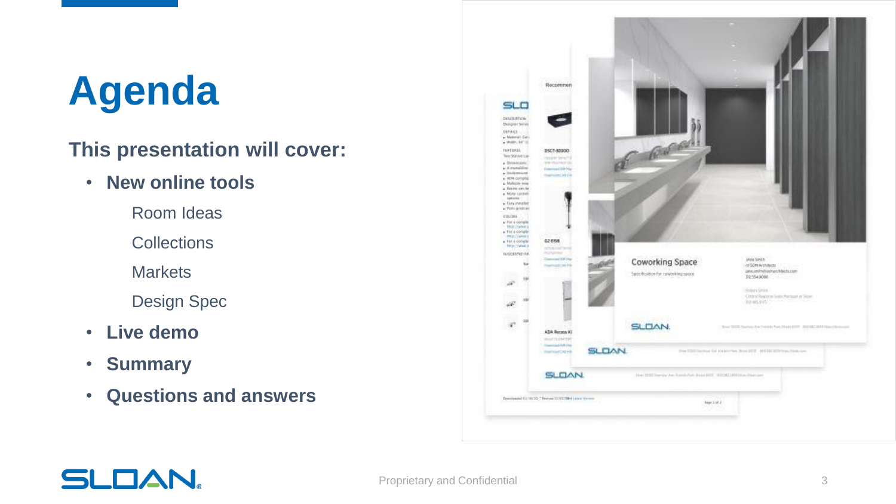# Agenda

**This presentation will cover:**

- **New online tools**
  - Room Ideas
  - Collections
  - Markets
  - Design Spec
- **Live demo**
- **Summary**
- **Questions and answers**

Proprietary and Confidential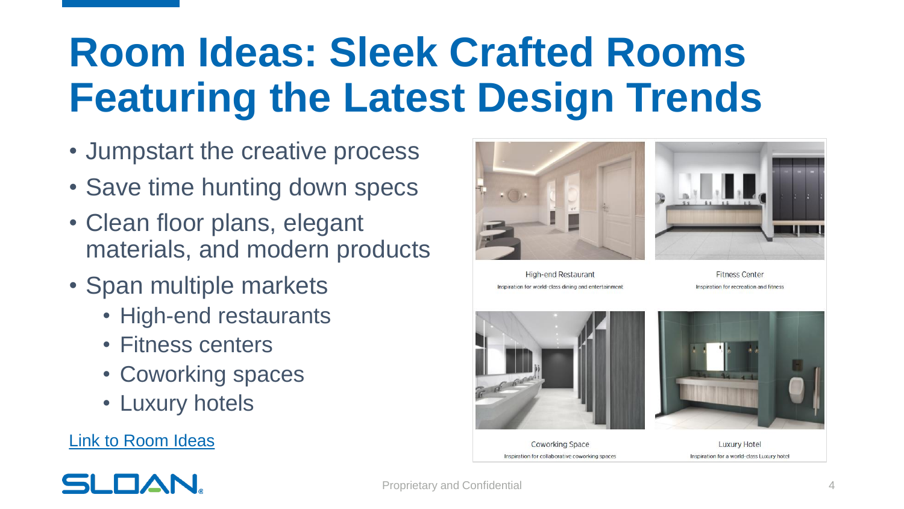# Room Ideas: Sleek Crafted Rooms Featuring the Latest Design Trends

- Jumpstart the creative process
- Save time hunting down specs
- Clean floor plans, elegant materials, and modern products
- Span multiple markets
  - High-end restaurants
  - Fitness centers
  - Coworking spaces
  - Luxury hotels

Link to Room Ideas

High-end Restaurant
Inspiration for world-class dining and entertainment

Fitness Center
Inspiration for recreation and fitness

Coworking Space
Inspiration for collaborative coworking spaces

Luxury Hotel
Inspiration for a world-class Luxury hotel

Proprietary and Confidential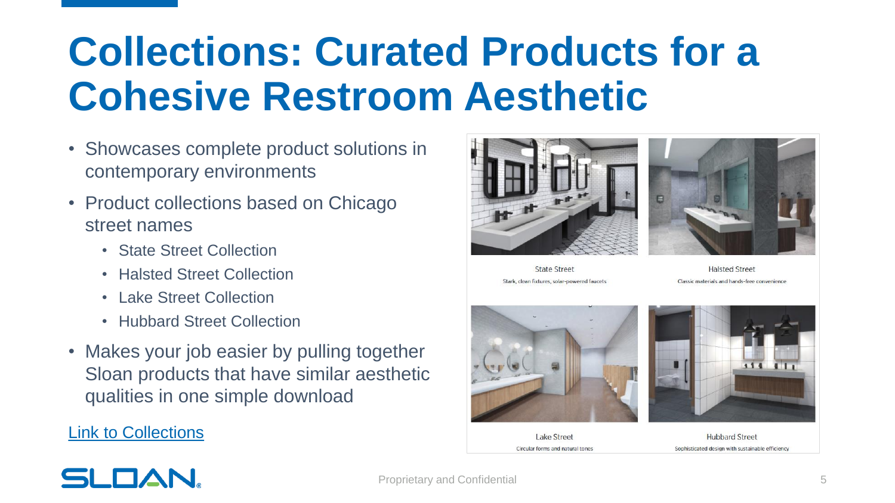# Collections: Curated Products for a Cohesive Restroom Aesthetic

- Showcases complete product solutions in contemporary environments
- Product collections based on Chicago street names
  - State Street Collection
  - Halsted Street Collection
  - Lake Street Collection
  - Hubbard Street Collection
- Makes your job easier by pulling together Sloan products that have similar aesthetic qualities in one simple download

[Link to Collections]

State Street
Stark, clean fixtures, solar-powered faucets

Halsted Street
Classic materials and hands-free convenience

Lake Street
Circular forms and natural tones

Hubbard Street
Sophisticated design with sustainable efficiency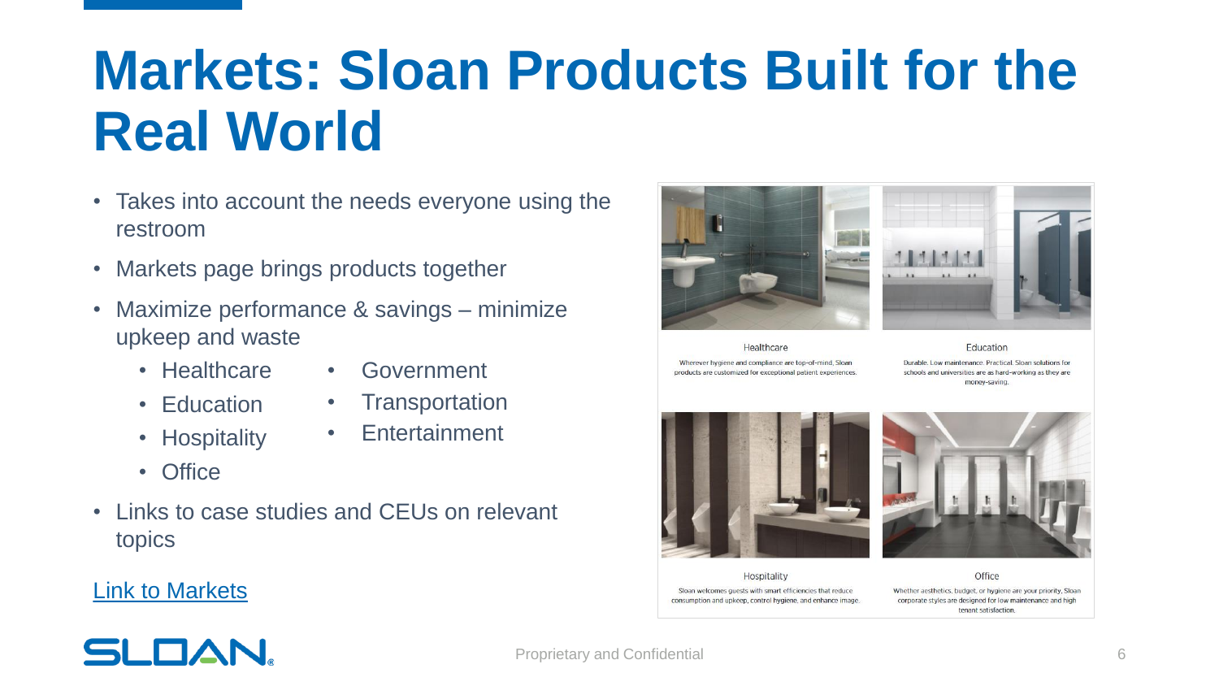# Markets: Sloan Products Built for the Real World

- Takes into account the needs everyone using the restroom
- Markets page brings products together
- Maximize performance & savings – minimize upkeep and waste
  - Healthcare
  - Education
  - Hospitality
  - Office
  - Government
  - Transportation
  - Entertainment
- Links to case studies and CEUs on relevant topics

[Link to Markets]

Healthcare

Wherever hygiene and compliance are top-of-mind, Sloan products are customized for exceptional patient experiences.

Education

Durable. Low maintenance. Practical. Sloan solutions for schools and universities are as hard-working as they are money-saving.

Hospitality

Sloan welcomes guests with smart efficiencies that reduce consumption and upkeep, control hygiene, and enhance image.

Office

Whether aesthetics, budget, or hygiene are your priority, Sloan corporate styles are designed for low maintenance and high tenant satisfaction.

Proprietary and Confidential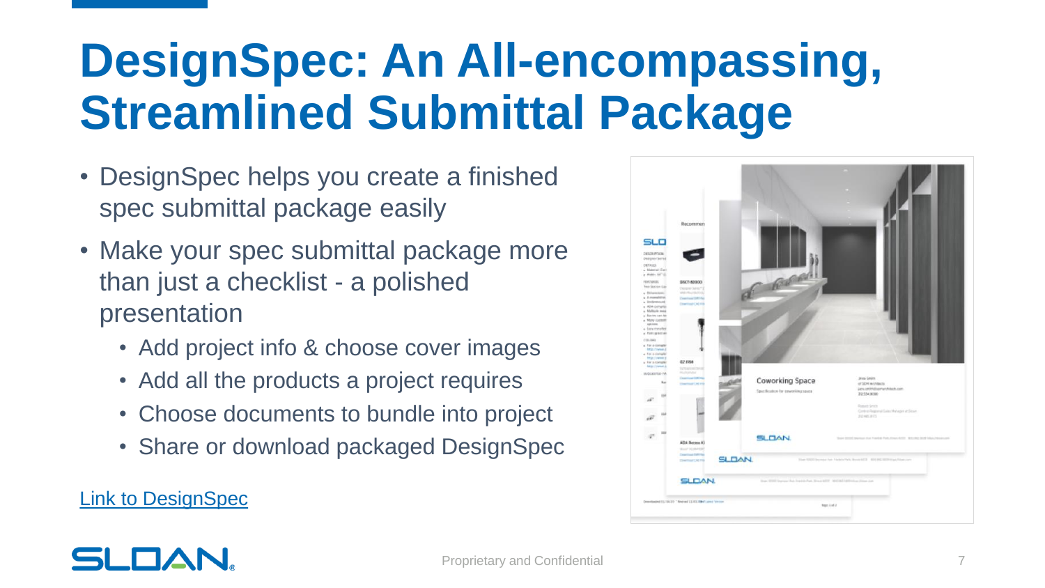# DesignSpec: An All-encompassing, Streamlined Submittal Package

- DesignSpec helps you create a finished spec submittal package easily
- Make your spec submittal package more than just a checklist - a polished presentation
  - Add project info & choose cover images
  - Add all the products a project requires
  - Choose documents to bundle into project
  - Share or download packaged DesignSpec

Link to DesignSpec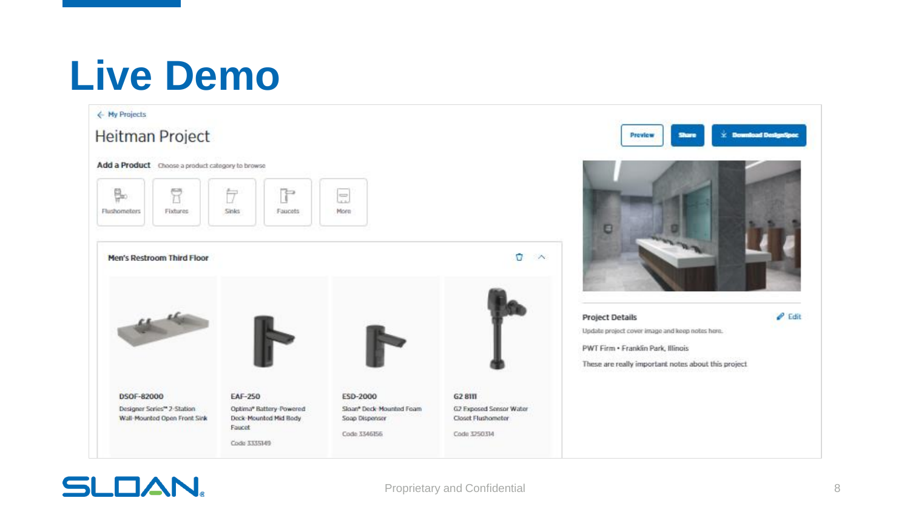# Live Demo

← My Projects

## Heitman Project

Preview | Share | Download DesignSpec

**Add a Product** Choose a product category to browse

Flushometers | Fixtures | Sinks | Faucets | More

**Men's Restroom Third Floor**

**DSOF-82000**
Designer Series™ 2-Station Wall-Mounted Open Front Sink

**EAF-250**
Optima® Battery-Powered Deck-Mounted Mid Body Faucet
Code 3335149

**ESD-2000**
Sloan® Deck-Mounted Foam Soap Dispenser
Code 3346156

**G2 8111**
G2 Exposed Sensor Water Closet Flushometer
Code 3250314

**Project Details** Edit

Update project cover image and keep notes here.

PWT Firm • Franklin Park, Illinois

These are really important notes about this project

Proprietary and Confidential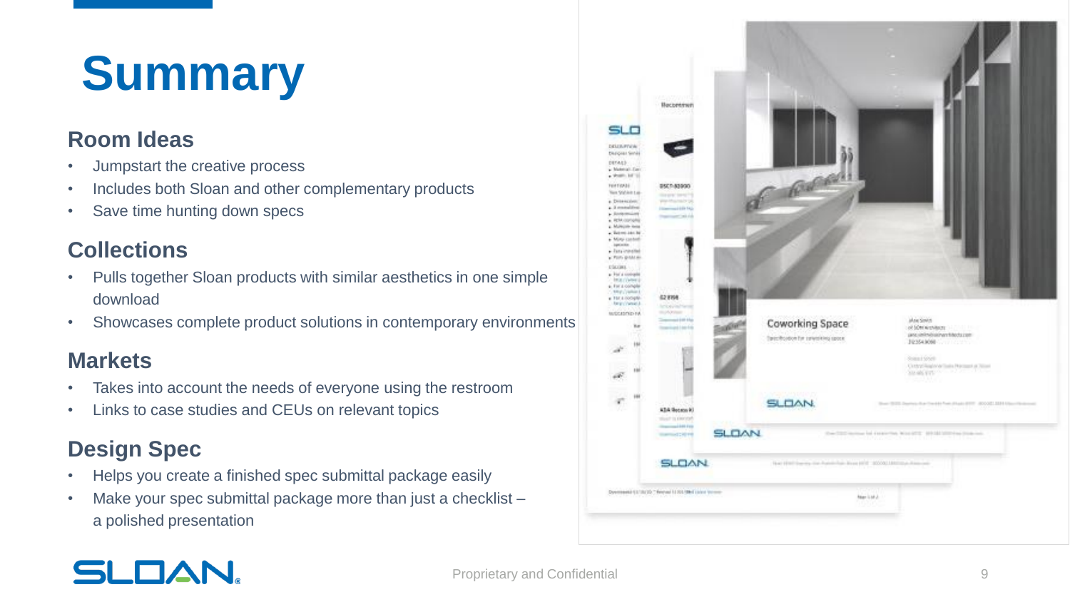# Summary

## Room Ideas

- Jumpstart the creative process
- Includes both Sloan and other complementary products
- Save time hunting down specs

## Collections

- Pulls together Sloan products with similar aesthetics in one simple download
- Showcases complete product solutions in contemporary environments

## Markets

- Takes into account the needs of everyone using the restroom
- Links to case studies and CEUs on relevant topics

## Design Spec

- Helps you create a finished spec submittal package easily
- Make your spec submittal package more than just a checklist – a polished presentation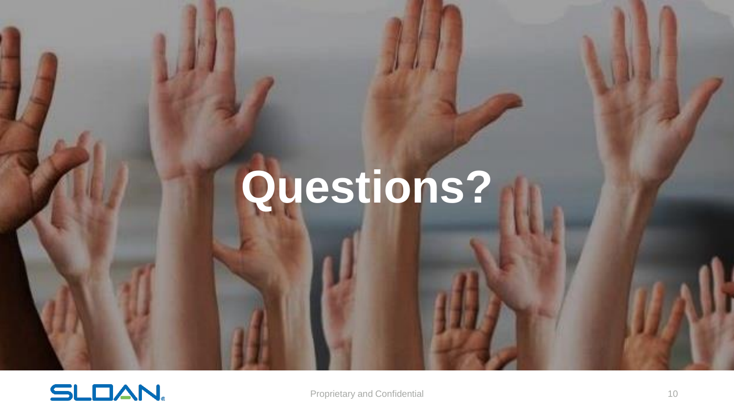# Questions?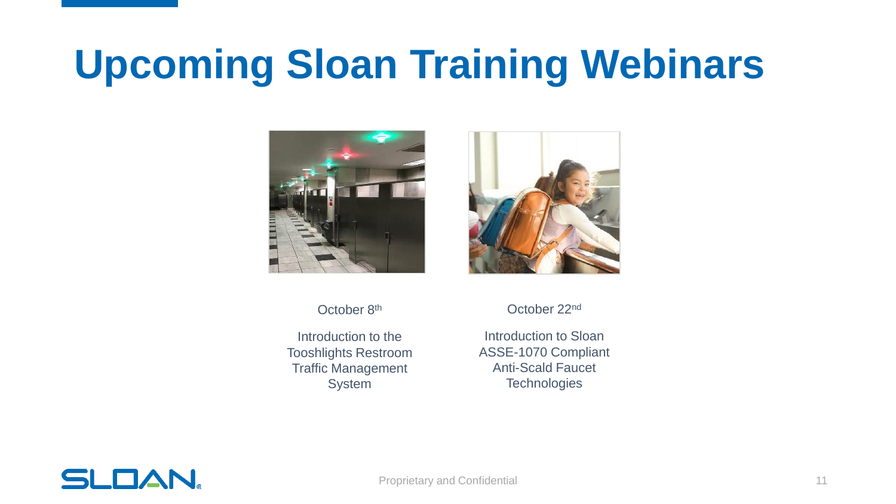# Upcoming Sloan Training Webinars

October 8th

Introduction to the Tooshlights Restroom Traffic Management System

October 22nd

Introduction to Sloan ASSE-1070 Compliant Anti-Scald Faucet Technologies

Proprietary and Confidential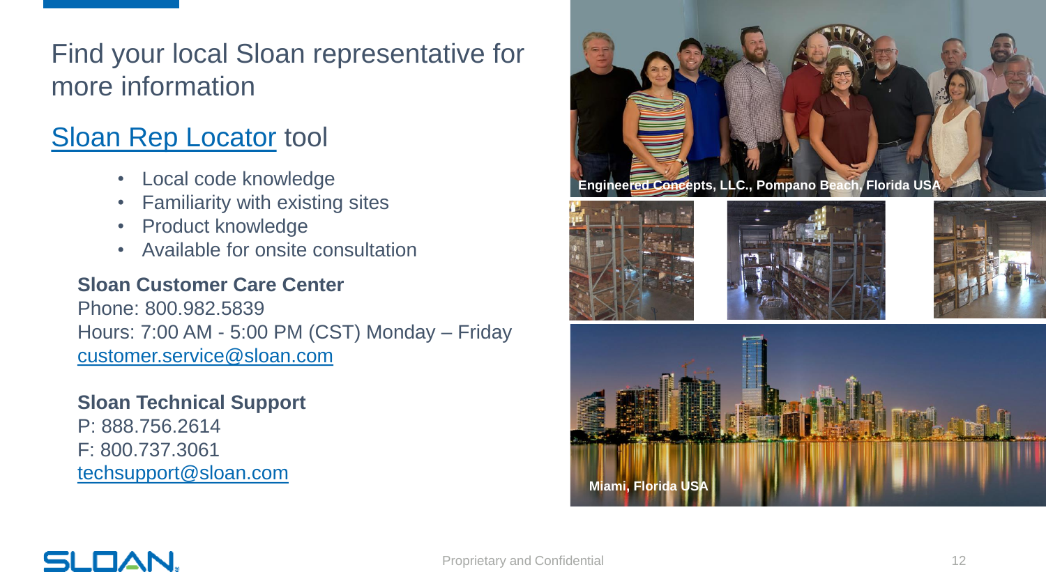# Find your local Sloan representative for more information

## Sloan Rep Locator tool

- Local code knowledge
- Familiarity with existing sites
- Product knowledge
- Available for onsite consultation

**Sloan Customer Care Center**
Phone: 800.982.5839
Hours: 7:00 AM - 5:00 PM (CST) Monday – Friday
customer.service@sloan.com

**Sloan Technical Support**
P: 888.756.2614
F: 800.737.3061
techsupport@sloan.com

Engineered Concepts, LLC., Pompano Beach, Florida USA

Miami, Florida USA

Proprietary and Confidential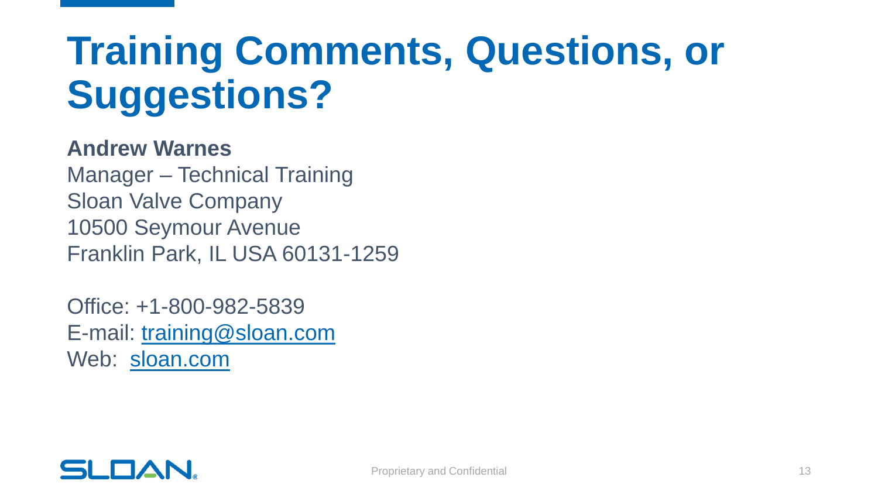# Training Comments, Questions, or Suggestions?

**Andrew Warnes**
Manager – Technical Training
Sloan Valve Company
10500 Seymour Avenue
Franklin Park, IL USA 60131-1259

Office: +1-800-982-5839
E-mail: training@sloan.com
Web: sloan.com

Proprietary and Confidential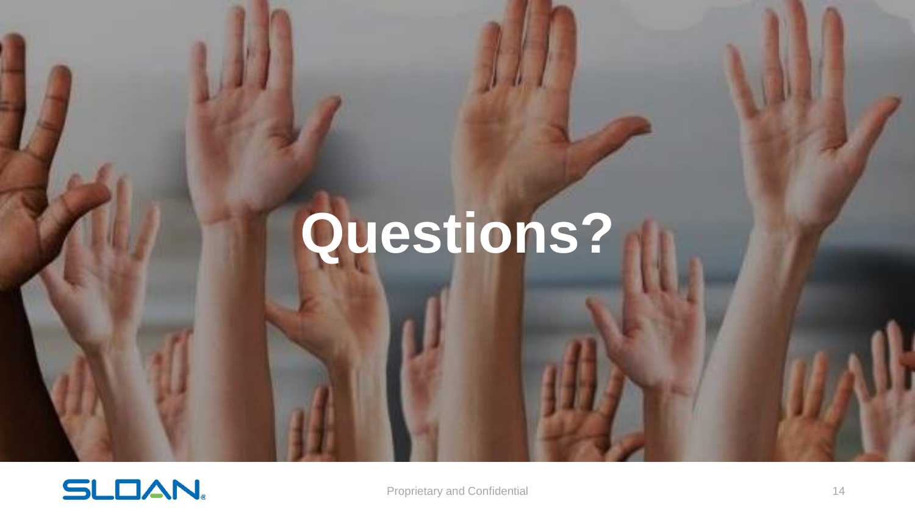# Questions?